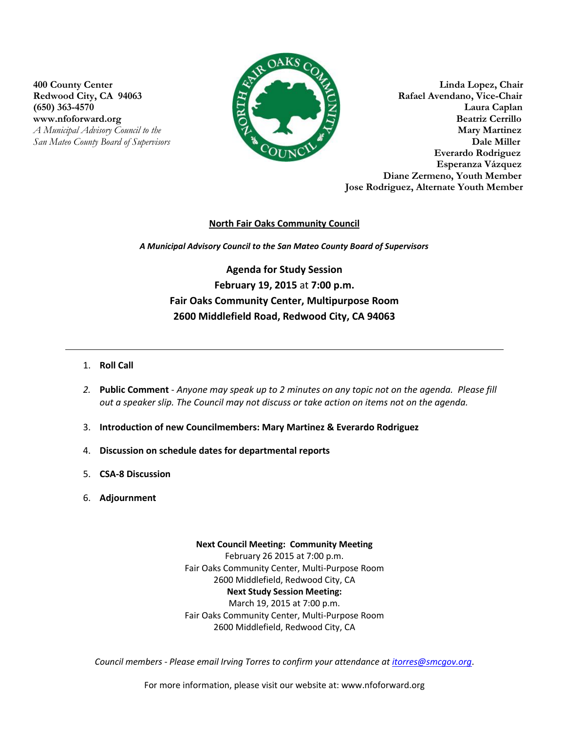**400 County Center**
**Redwood City, CA 94063**
**(650) 363-4570**
**www.nfoforward.org**
*A Municipal Advisory Council to the*
*San Mateo County Board of Supervisors*

**Linda Lopez, Chair**
**Rafael Avendano, Vice-Chair**
**Laura Caplan**
**Beatriz Cerrillo**
**Mary Martinez**
**Dale Miller**
**Everardo Rodriguez**
**Esperanza Vázquez**
**Diane Zermeno, Youth Member**
**Jose Rodriguez, Alternate Youth Member**

# North Fair Oaks Community Council

***A Municipal Advisory Council to the San Mateo County Board of Supervisors***

## Agenda for Study Session
## February 19, 2015 at 7:00 p.m.
## Fair Oaks Community Center, Multipurpose Room
## 2600 Middlefield Road, Redwood City, CA 94063

---

1. **Roll Call**
2. **Public Comment** - *Anyone may speak up to 2 minutes on any topic not on the agenda. Please fill out a speaker slip. The Council may not discuss or take action on items not on the agenda.*
3. **Introduction of new Councilmembers: Mary Martinez & Everardo Rodriguez**
4. **Discussion on schedule dates for departmental reports**
5. **CSA-8 Discussion**
6. **Adjournment**

**Next Council Meeting: Community Meeting**
February 26 2015 at 7:00 p.m.
Fair Oaks Community Center, Multi-Purpose Room
2600 Middlefield, Redwood City, CA

**Next Study Session Meeting:**
March 19, 2015 at 7:00 p.m.
Fair Oaks Community Center, Multi-Purpose Room
2600 Middlefield, Redwood City, CA

*Council members - Please email Irving Torres to confirm your attendance at itorres@smcgov.org.*

For more information, please visit our website at: www.nfoforward.org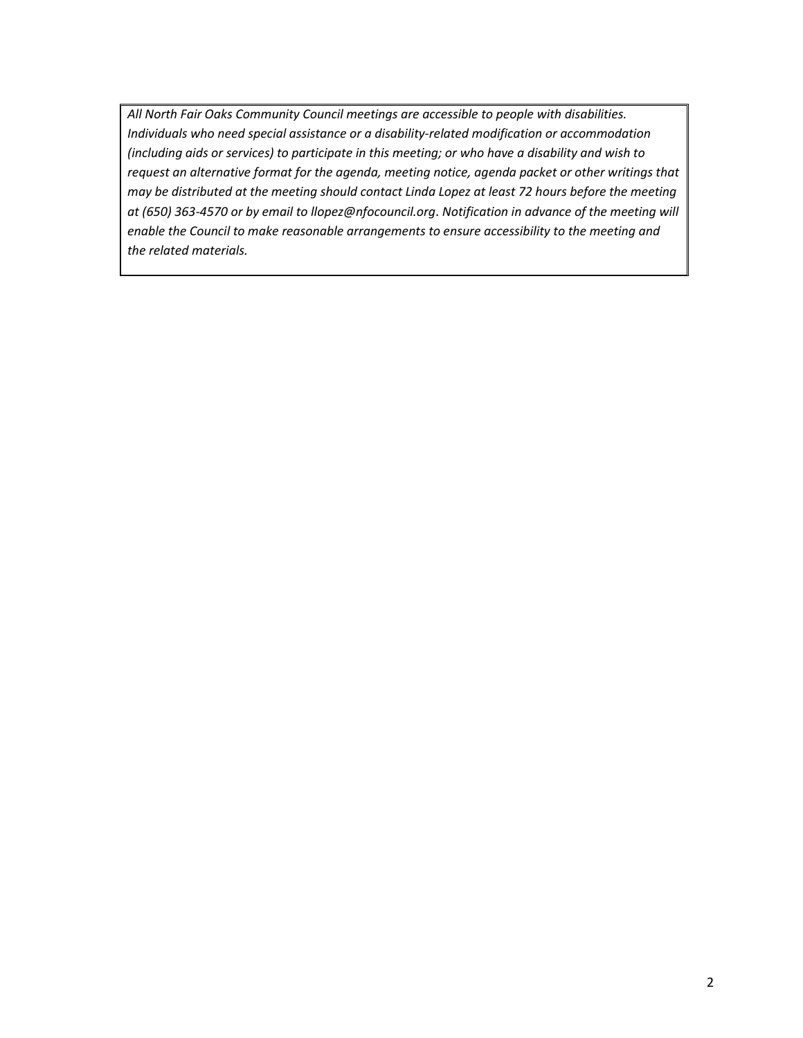*All North Fair Oaks Community Council meetings are accessible to people with disabilities. Individuals who need special assistance or a disability-related modification or accommodation (including aids or services) to participate in this meeting; or who have a disability and wish to request an alternative format for the agenda, meeting notice, agenda packet or other writings that may be distributed at the meeting should contact Linda Lopez at least 72 hours before the meeting at (650) 363-4570 or by email to llopez@nfocouncil.org. Notification in advance of the meeting will enable the Council to make reasonable arrangements to ensure accessibility to the meeting and the related materials.*